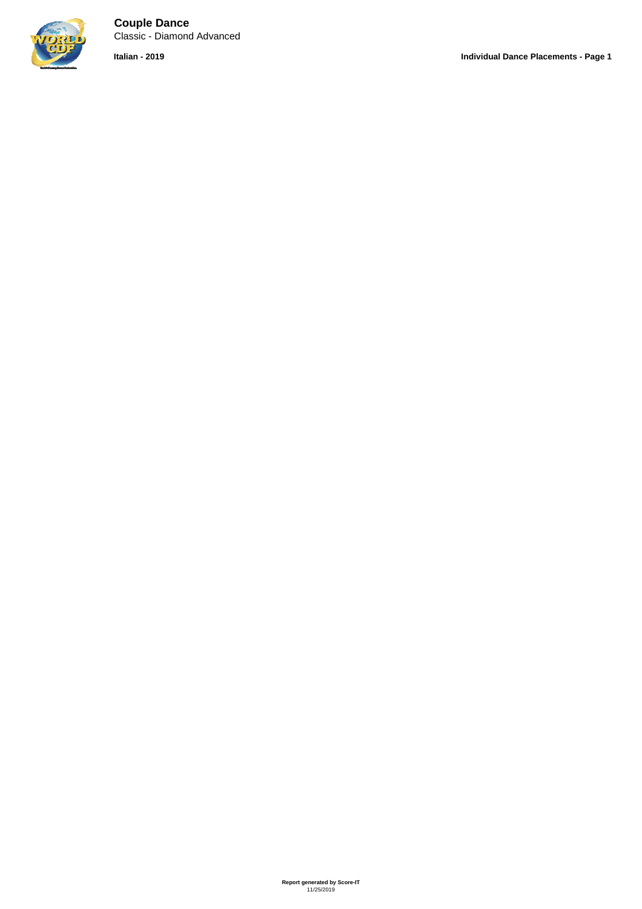# Couple Dance

Classic - Diamond Advanced

**Italian - 2019**

**Individual Dance Placements - Page 1**

**Report generated by Score-IT**
11/25/2019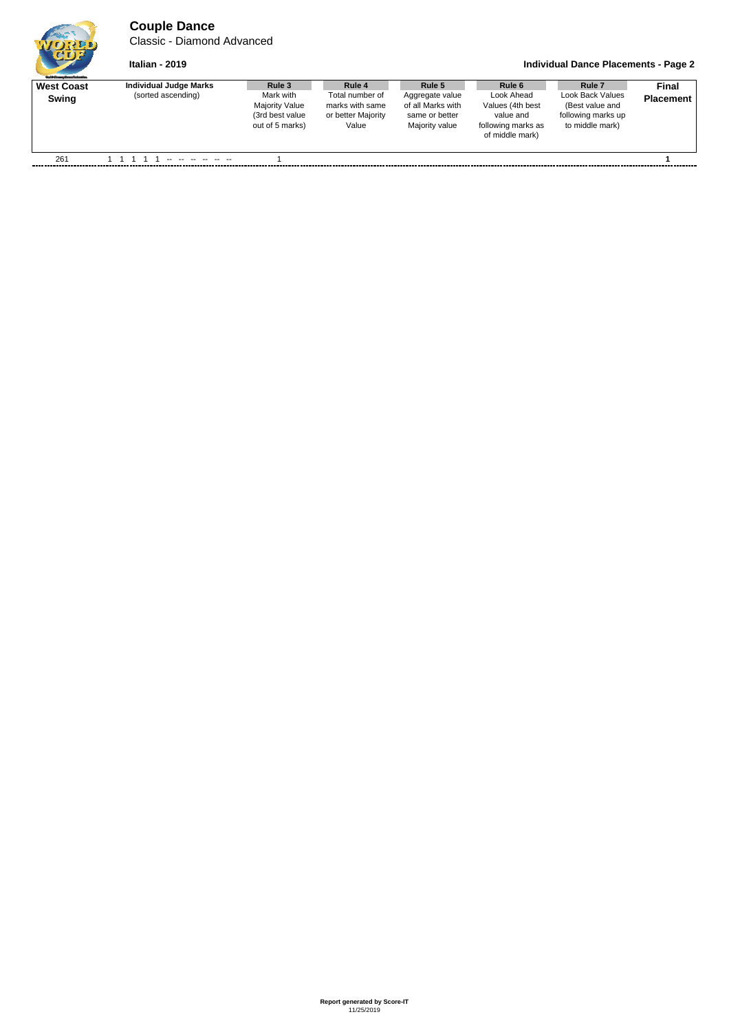# Couple Dance

Classic - Diamond Advanced

**Italian - 2019**

**Individual Dance Placements - Page 2**

| West Coast Swing | Individual Judge Marks (sorted ascending) | Rule 3 Mark with Majority Value (3rd best value out of 5 marks) | Rule 4 Total number of marks with same or better Majority Value | Rule 5 Aggregate value of all Marks with same or better Majority value | Rule 6 Look Ahead Values (4th best value and following marks as of middle mark) | Rule 7 Look Back Values (Best value and following marks up to middle mark) | Final Placement |
|---|---|---|---|---|---|---|---|
| 261 | 1 1 1 1 1 -- -- -- -- -- -- | 1 | | | | | **1** |

**Report generated by Score-IT**
11/25/2019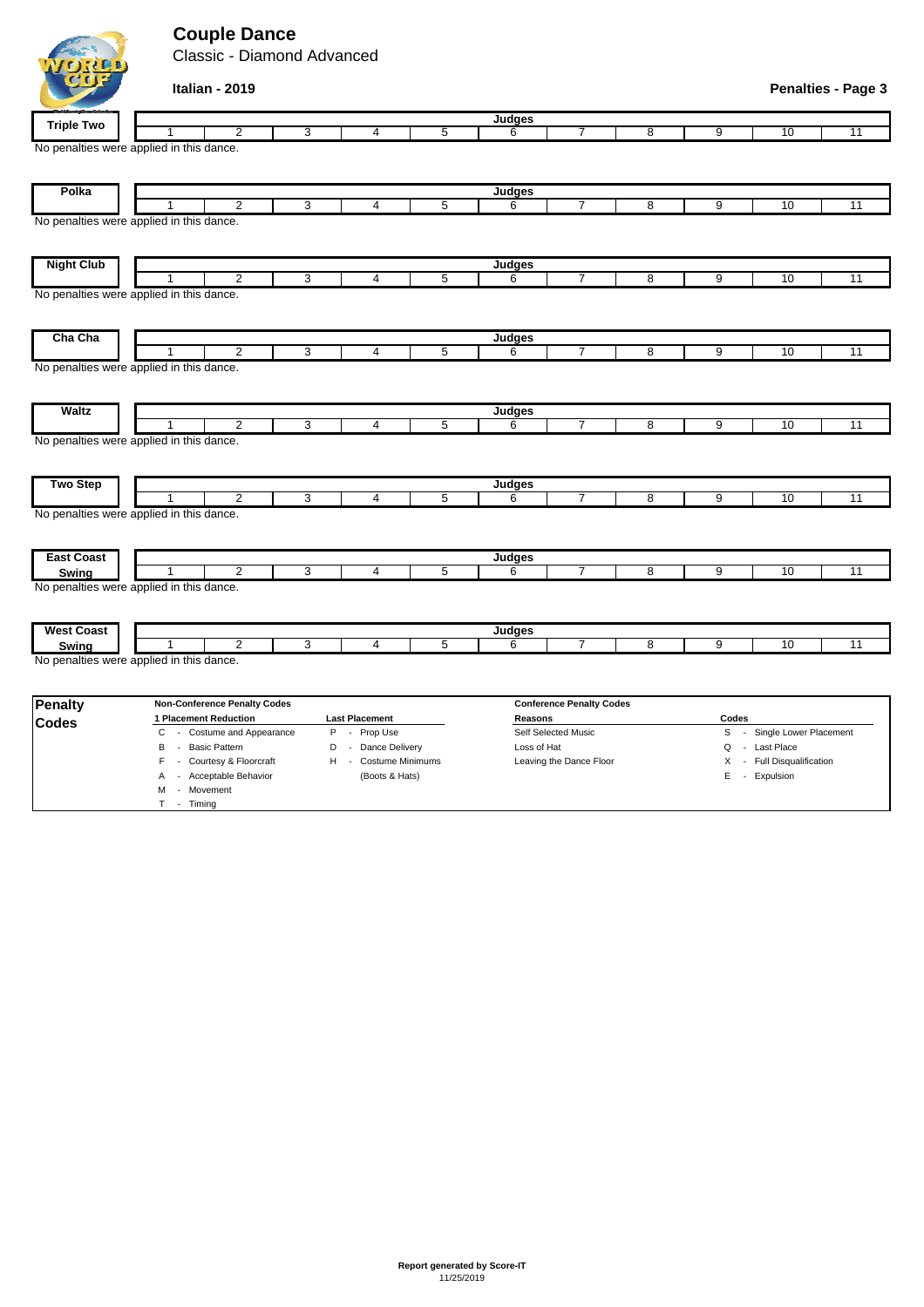# Couple Dance

Classic - Diamond Advanced

**Italian - 2019**

**Penalties - Page 3**

| Triple Two | Judges | | | | | | | | | | |
|---|---|---|---|---|---|---|---|---|---|---|---|
| | 1 | 2 | 3 | 4 | 5 | 6 | 7 | 8 | 9 | 10 | 11 |

No penalties were applied in this dance.

| Polka | Judges | | | | | | | | | | |
|---|---|---|---|---|---|---|---|---|---|---|---|
| | 1 | 2 | 3 | 4 | 5 | 6 | 7 | 8 | 9 | 10 | 11 |

No penalties were applied in this dance.

| Night Club | Judges | | | | | | | | | | |
|---|---|---|---|---|---|---|---|---|---|---|---|
| | 1 | 2 | 3 | 4 | 5 | 6 | 7 | 8 | 9 | 10 | 11 |

No penalties were applied in this dance.

| Cha Cha | Judges | | | | | | | | | | |
|---|---|---|---|---|---|---|---|---|---|---|---|
| | 1 | 2 | 3 | 4 | 5 | 6 | 7 | 8 | 9 | 10 | 11 |

No penalties were applied in this dance.

| Waltz | Judges | | | | | | | | | | |
|---|---|---|---|---|---|---|---|---|---|---|---|
| | 1 | 2 | 3 | 4 | 5 | 6 | 7 | 8 | 9 | 10 | 11 |

No penalties were applied in this dance.

| Two Step | Judges | | | | | | | | | | |
|---|---|---|---|---|---|---|---|---|---|---|---|
| | 1 | 2 | 3 | 4 | 5 | 6 | 7 | 8 | 9 | 10 | 11 |

No penalties were applied in this dance.

| East Coast Swing | Judges | | | | | | | | | | |
|---|---|---|---|---|---|---|---|---|---|---|---|
| | 1 | 2 | 3 | 4 | 5 | 6 | 7 | 8 | 9 | 10 | 11 |

No penalties were applied in this dance.

| West Coast Swing | Judges | | | | | | | | | | |
|---|---|---|---|---|---|---|---|---|---|---|---|
| | 1 | 2 | 3 | 4 | 5 | 6 | 7 | 8 | 9 | 10 | 11 |

No penalties were applied in this dance.

## Penalty Codes

**Non-Conference Penalty Codes**

| 1 Placement Reduction | Last Placement |
|---|---|
| C - Costume and Appearance | P - Prop Use |
| B - Basic Pattern | D - Dance Delivery |
| F - Courtesy & Floorcraft | H - Costume Minimums (Boots & Hats) |
| A - Acceptable Behavior | |
| M - Movement | |
| T - Timing | |

**Conference Penalty Codes**

| Reasons | Codes |
|---|---|
| Self Selected Music | S - Single Lower Placement |
| Loss of Hat | Q - Last Place |
| Leaving the Dance Floor | X - Full Disqualification |
| | E - Expulsion |

**Report generated by Score-IT**
11/25/2019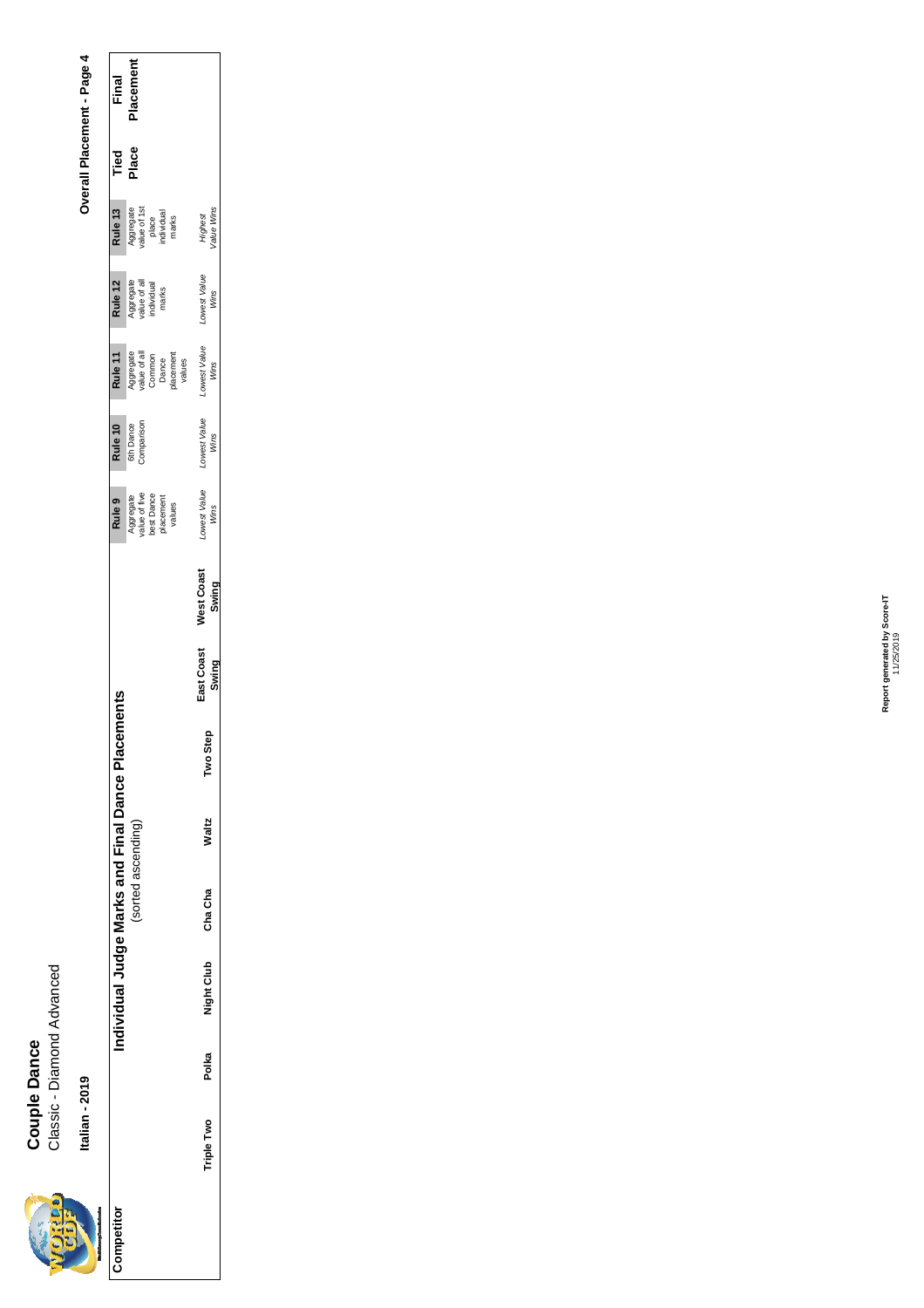# Couple Dance

Classic - Diamond Advanced

**Italian - 2019**

**Overall Placement - Page 4**

| Competitor | Individual Judge Marks and Final Dance Placements (sorted ascending) | | | | | | | | Rule 9 | Rule 10 | Rule 11 | Rule 12 | Rule 13 | Tied Place | Final Placement |
|---|---|---|---|---|---|---|---|---|---|---|---|---|---|---|---|
| | | | | | | | | | Aggregate value of five best Dance placement values | 6th Dance Comparison | Aggregate value of all Common Dance placement values | Aggregate value of all individual marks | Aggregate value of 1st place individual marks | | |
| | Triple Two | Polka | Night Club | Cha Cha | Waltz | Two Step | East Coast Swing | West Coast Swing | *Lowest Value Wins* | *Lowest Value Wins* | *Lowest Value Wins* | *Lowest Value Wins* | *Highest Value Wins* | | |

**Report generated by Score-IT**
11/25/2019